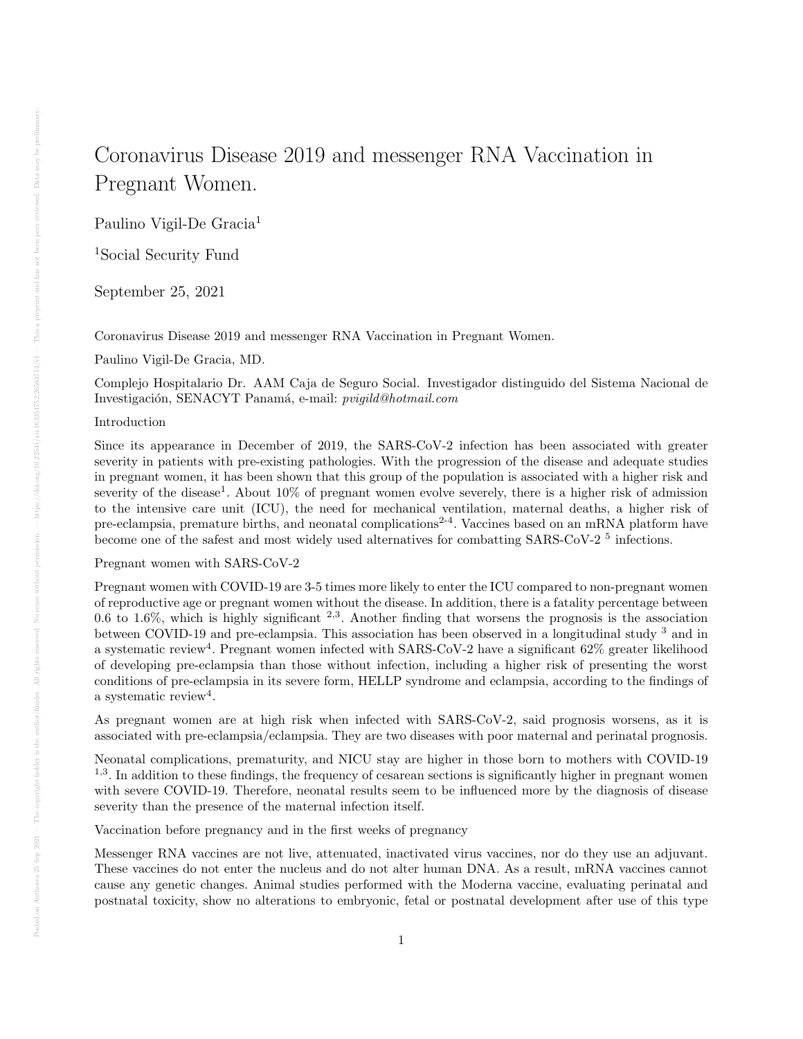# Coronavirus Disease 2019 and messenger RNA Vaccination in Pregnant Women.

Paulino Vigil-De Gracia[1]

[1]Social Security Fund

September 25, 2021

Coronavirus Disease 2019 and messenger RNA Vaccination in Pregnant Women.

Paulino Vigil-De Gracia, MD.

Complejo Hospitalario Dr. AAM Caja de Seguro Social. Investigador distinguido del Sistema Nacional de Investigación, SENACYT Panamá, e-mail: *pvigild@hotmail.com*

## Introduction

Since its appearance in December of 2019, the SARS-CoV-2 infection has been associated with greater severity in patients with pre-existing pathologies. With the progression of the disease and adequate studies in pregnant women, it has been shown that this group of the population is associated with a higher risk and severity of the disease[1]. About 10% of pregnant women evolve severely, there is a higher risk of admission to the intensive care unit (ICU), the need for mechanical ventilation, maternal deaths, a higher risk of pre-eclampsia, premature births, and neonatal complications[2-4]. Vaccines based on an mRNA platform have become one of the safest and most widely used alternatives for combatting SARS-CoV-2 [5] infections.

## Pregnant women with SARS-CoV-2

Pregnant women with COVID-19 are 3-5 times more likely to enter the ICU compared to non-pregnant women of reproductive age or pregnant women without the disease. In addition, there is a fatality percentage between 0.6 to 1.6%, which is highly significant [2,3]. Another finding that worsens the prognosis is the association between COVID-19 and pre-eclampsia. This association has been observed in a longitudinal study [3] and in a systematic review[4]. Pregnant women infected with SARS-CoV-2 have a significant 62% greater likelihood of developing pre-eclampsia than those without infection, including a higher risk of presenting the worst conditions of pre-eclampsia in its severe form, HELLP syndrome and eclampsia, according to the findings of a systematic review[4].

As pregnant women are at high risk when infected with SARS-CoV-2, said prognosis worsens, as it is associated with pre-eclampsia/eclampsia. They are two diseases with poor maternal and perinatal prognosis.

Neonatal complications, prematurity, and NICU stay are higher in those born to mothers with COVID-19 [1,3]. In addition to these findings, the frequency of cesarean sections is significantly higher in pregnant women with severe COVID-19. Therefore, neonatal results seem to be influenced more by the diagnosis of disease severity than the presence of the maternal infection itself.

## Vaccination before pregnancy and in the first weeks of pregnancy

Messenger RNA vaccines are not live, attenuated, inactivated virus vaccines, nor do they use an adjuvant. These vaccines do not enter the nucleus and do not alter human DNA. As a result, mRNA vaccines cannot cause any genetic changes. Animal studies performed with the Moderna vaccine, evaluating perinatal and postnatal toxicity, show no alterations to embryonic, fetal or postnatal development after use of this type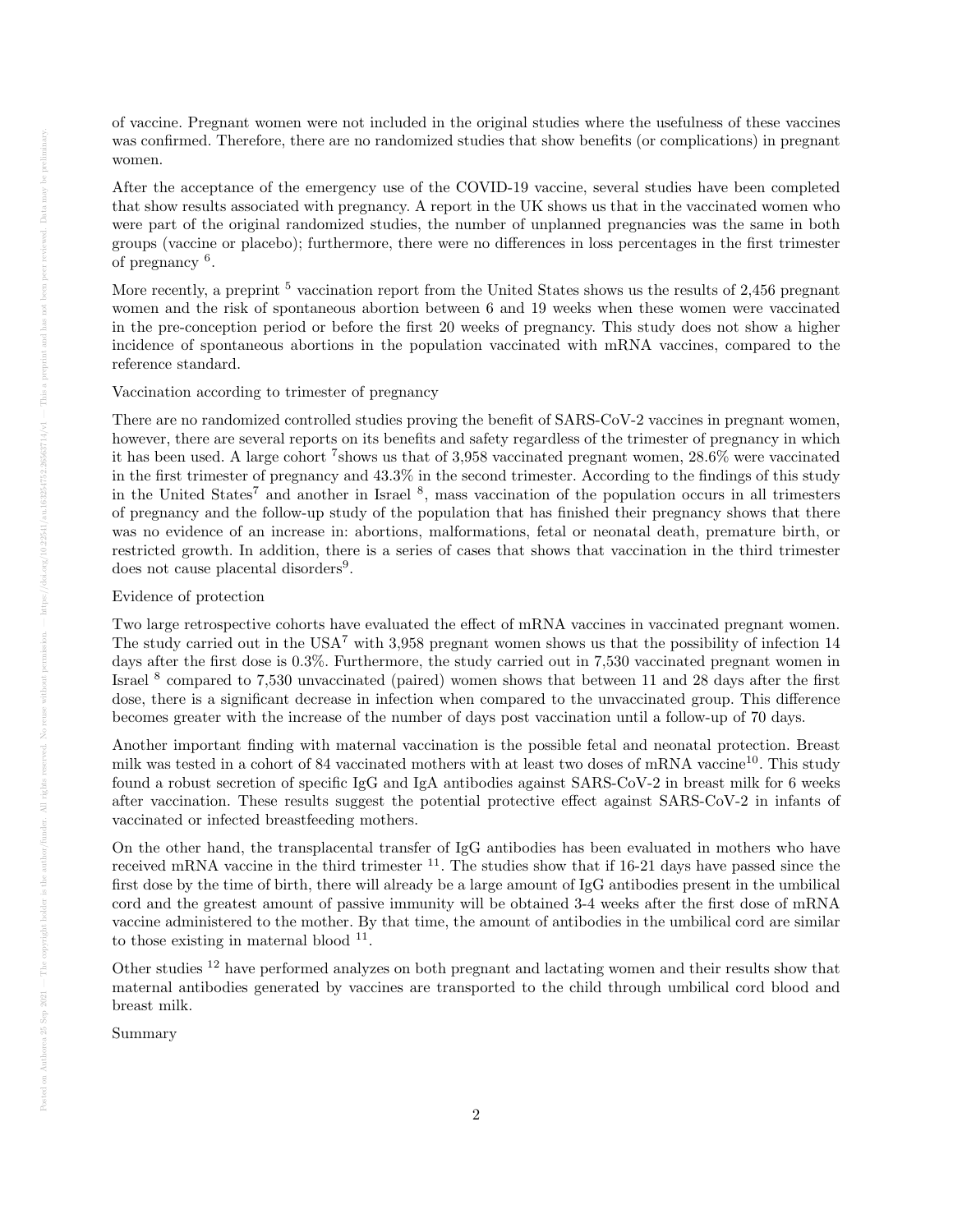of vaccine. Pregnant women were not included in the original studies where the usefulness of these vaccines was confirmed. Therefore, there are no randomized studies that show benefits (or complications) in pregnant women.

After the acceptance of the emergency use of the COVID-19 vaccine, several studies have been completed that show results associated with pregnancy. A report in the UK shows us that in the vaccinated women who were part of the original randomized studies, the number of unplanned pregnancies was the same in both groups (vaccine or placebo); furthermore, there were no differences in loss percentages in the first trimester of pregnancy [6].

More recently, a preprint [5] vaccination report from the United States shows us the results of 2,456 pregnant women and the risk of spontaneous abortion between 6 and 19 weeks when these women were vaccinated in the pre-conception period or before the first 20 weeks of pregnancy. This study does not show a higher incidence of spontaneous abortions in the population vaccinated with mRNA vaccines, compared to the reference standard.

Vaccination according to trimester of pregnancy

There are no randomized controlled studies proving the benefit of SARS-CoV-2 vaccines in pregnant women, however, there are several reports on its benefits and safety regardless of the trimester of pregnancy in which it has been used. A large cohort [7]shows us that of 3,958 vaccinated pregnant women, 28.6% were vaccinated in the first trimester of pregnancy and 43.3% in the second trimester. According to the findings of this study in the United States[7] and another in Israel [8], mass vaccination of the population occurs in all trimesters of pregnancy and the follow-up study of the population that has finished their pregnancy shows that there was no evidence of an increase in: abortions, malformations, fetal or neonatal death, premature birth, or restricted growth. In addition, there is a series of cases that shows that vaccination in the third trimester does not cause placental disorders[9].

Evidence of protection

Two large retrospective cohorts have evaluated the effect of mRNA vaccines in vaccinated pregnant women. The study carried out in the USA[7] with 3,958 pregnant women shows us that the possibility of infection 14 days after the first dose is 0.3%. Furthermore, the study carried out in 7,530 vaccinated pregnant women in Israel [8] compared to 7,530 unvaccinated (paired) women shows that between 11 and 28 days after the first dose, there is a significant decrease in infection when compared to the unvaccinated group. This difference becomes greater with the increase of the number of days post vaccination until a follow-up of 70 days.

Another important finding with maternal vaccination is the possible fetal and neonatal protection. Breast milk was tested in a cohort of 84 vaccinated mothers with at least two doses of mRNA vaccine[10]. This study found a robust secretion of specific IgG and IgA antibodies against SARS-CoV-2 in breast milk for 6 weeks after vaccination. These results suggest the potential protective effect against SARS-CoV-2 in infants of vaccinated or infected breastfeeding mothers.

On the other hand, the transplacental transfer of IgG antibodies has been evaluated in mothers who have received mRNA vaccine in the third trimester [11]. The studies show that if 16-21 days have passed since the first dose by the time of birth, there will already be a large amount of IgG antibodies present in the umbilical cord and the greatest amount of passive immunity will be obtained 3-4 weeks after the first dose of mRNA vaccine administered to the mother. By that time, the amount of antibodies in the umbilical cord are similar to those existing in maternal blood [11].

Other studies [12] have performed analyzes on both pregnant and lactating women and their results show that maternal antibodies generated by vaccines are transported to the child through umbilical cord blood and breast milk.

Summary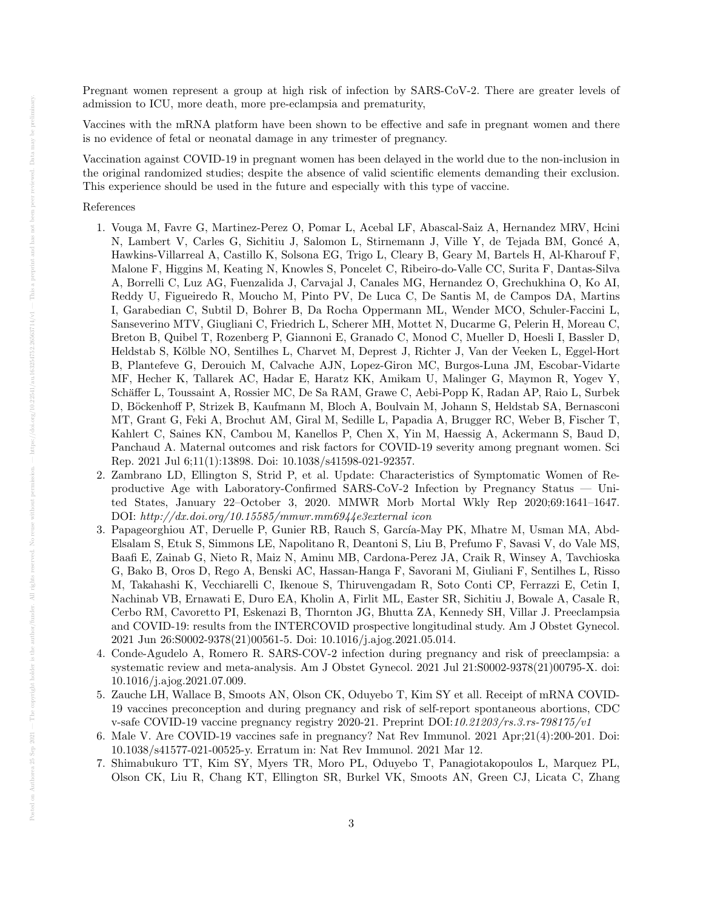Pregnant women represent a group at high risk of infection by SARS-CoV-2. There are greater levels of admission to ICU, more death, more pre-eclampsia and prematurity,

Vaccines with the mRNA platform have been shown to be effective and safe in pregnant women and there is no evidence of fetal or neonatal damage in any trimester of pregnancy.

Vaccination against COVID-19 in pregnant women has been delayed in the world due to the non-inclusion in the original randomized studies; despite the absence of valid scientific elements demanding their exclusion. This experience should be used in the future and especially with this type of vaccine.

References

1. Vouga M, Favre G, Martinez-Perez O, Pomar L, Acebal LF, Abascal-Saiz A, Hernandez MRV, Hcini N, Lambert V, Carles G, Sichitiu J, Salomon L, Stirnemann J, Ville Y, de Tejada BM, Goncé A, Hawkins-Villarreal A, Castillo K, Solsona EG, Trigo L, Cleary B, Geary M, Bartels H, Al-Kharouf F, Malone F, Higgins M, Keating N, Knowles S, Poncelet C, Ribeiro-do-Valle CC, Surita F, Dantas-Silva A, Borrelli C, Luz AG, Fuenzalida J, Carvajal J, Canales MG, Hernandez O, Grechukhina O, Ko AI, Reddy U, Figueiredo R, Moucho M, Pinto PV, De Luca C, De Santis M, de Campos DA, Martins I, Garabedian C, Subtil D, Bohrer B, Da Rocha Oppermann ML, Wender MCO, Schuler-Faccini L, Sanseverino MTV, Giugliani C, Friedrich L, Scherer MH, Mottet N, Ducarme G, Pelerin H, Moreau C, Breton B, Quibel T, Rozenberg P, Giannoni E, Granado C, Monod C, Mueller D, Hoesli I, Bassler D, Heldstab S, Kölble NO, Sentilhes L, Charvet M, Deprest J, Richter J, Van der Veeken L, Eggel-Hort B, Plantefeve G, Derouich M, Calvache AJN, Lopez-Giron MC, Burgos-Luna JM, Escobar-Vidarte MF, Hecher K, Tallarek AC, Hadar E, Haratz KK, Amikam U, Malinger G, Maymon R, Yogev Y, Schäffer L, Toussaint A, Rossier MC, De Sa RAM, Grawe C, Aebi-Popp K, Radan AP, Raio L, Surbek D, Böckenhoff P, Strizek B, Kaufmann M, Bloch A, Boulvain M, Johann S, Heldstab SA, Bernasconi MT, Grant G, Feki A, Brochut AM, Giral M, Sedille L, Papadia A, Brugger RC, Weber B, Fischer T, Kahlert C, Saines KN, Cambou M, Kanellos P, Chen X, Yin M, Haessig A, Ackermann S, Baud D, Panchaud A. Maternal outcomes and risk factors for COVID-19 severity among pregnant women. Sci Rep. 2021 Jul 6;11(1):13898. Doi: 10.1038/s41598-021-92357.
2. Zambrano LD, Ellington S, Strid P, et al. Update: Characteristics of Symptomatic Women of Reproductive Age with Laboratory-Confirmed SARS-CoV-2 Infection by Pregnancy Status — United States, January 22–October 3, 2020. MMWR Morb Mortal Wkly Rep 2020;69:1641–1647. DOI: *http://dx.doi.org/10.15585/mmwr.mm6944e3external icon*
3. Papageorghiou AT, Deruelle P, Gunier RB, Rauch S, García-May PK, Mhatre M, Usman MA, Abd-Elsalam S, Etuk S, Simmons LE, Napolitano R, Deantoni S, Liu B, Prefumo F, Savasi V, do Vale MS, Baafi E, Zainab G, Nieto R, Maiz N, Aminu MB, Cardona-Perez JA, Craik R, Winsey A, Tavchioska G, Bako B, Oros D, Rego A, Benski AC, Hassan-Hanga F, Savorani M, Giuliani F, Sentilhes L, Risso M, Takahashi K, Vecchiarelli C, Ikenoue S, Thiruvengadam R, Soto Conti CP, Ferrazzi E, Cetin I, Nachinab VB, Ernawati E, Duro EA, Kholin A, Firlit ML, Easter SR, Sichitiu J, Bowale A, Casale R, Cerbo RM, Cavoretto PI, Eskenazi B, Thornton JG, Bhutta ZA, Kennedy SH, Villar J. Preeclampsia and COVID-19: results from the INTERCOVID prospective longitudinal study. Am J Obstet Gynecol. 2021 Jun 26:S0002-9378(21)00561-5. Doi: 10.1016/j.ajog.2021.05.014.
4. Conde-Agudelo A, Romero R. SARS-COV-2 infection during pregnancy and risk of preeclampsia: a systematic review and meta-analysis. Am J Obstet Gynecol. 2021 Jul 21:S0002-9378(21)00795-X. doi: 10.1016/j.ajog.2021.07.009.
5. Zauche LH, Wallace B, Smoots AN, Olson CK, Oduyebo T, Kim SY et all. Receipt of mRNA COVID-19 vaccines preconception and during pregnancy and risk of self-report spontaneous abortions, CDC v-safe COVID-19 vaccine pregnancy registry 2020-21. Preprint DOI:*10.21203/rs.3.rs-798175/v1*
6. Male V. Are COVID-19 vaccines safe in pregnancy? Nat Rev Immunol. 2021 Apr;21(4):200-201. Doi: 10.1038/s41577-021-00525-y. Erratum in: Nat Rev Immunol. 2021 Mar 12.
7. Shimabukuro TT, Kim SY, Myers TR, Moro PL, Oduyebo T, Panagiotakopoulos L, Marquez PL, Olson CK, Liu R, Chang KT, Ellington SR, Burkel VK, Smoots AN, Green CJ, Licata C, Zhang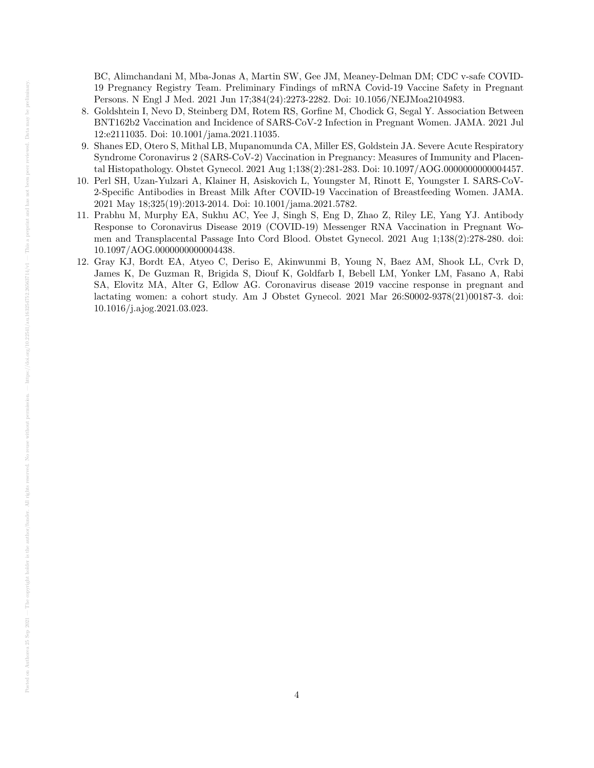BC, Alimchandani M, Mba-Jonas A, Martin SW, Gee JM, Meaney-Delman DM; CDC v-safe COVID-19 Pregnancy Registry Team. Preliminary Findings of mRNA Covid-19 Vaccine Safety in Pregnant Persons. N Engl J Med. 2021 Jun 17;384(24):2273-2282. Doi: 10.1056/NEJMoa2104983.

8. Goldshtein I, Nevo D, Steinberg DM, Rotem RS, Gorfine M, Chodick G, Segal Y. Association Between BNT162b2 Vaccination and Incidence of SARS-CoV-2 Infection in Pregnant Women. JAMA. 2021 Jul 12:e2111035. Doi: 10.1001/jama.2021.11035.
9. Shanes ED, Otero S, Mithal LB, Mupanomunda CA, Miller ES, Goldstein JA. Severe Acute Respiratory Syndrome Coronavirus 2 (SARS-CoV-2) Vaccination in Pregnancy: Measures of Immunity and Placental Histopathology. Obstet Gynecol. 2021 Aug 1;138(2):281-283. Doi: 10.1097/AOG.0000000000004457.
10. Perl SH, Uzan-Yulzari A, Klainer H, Asiskovich L, Youngster M, Rinott E, Youngster I. SARS-CoV-2-Specific Antibodies in Breast Milk After COVID-19 Vaccination of Breastfeeding Women. JAMA. 2021 May 18;325(19):2013-2014. Doi: 10.1001/jama.2021.5782.
11. Prabhu M, Murphy EA, Sukhu AC, Yee J, Singh S, Eng D, Zhao Z, Riley LE, Yang YJ. Antibody Response to Coronavirus Disease 2019 (COVID-19) Messenger RNA Vaccination in Pregnant Women and Transplacental Passage Into Cord Blood. Obstet Gynecol. 2021 Aug 1;138(2):278-280. doi: 10.1097/AOG.0000000000004438.
12. Gray KJ, Bordt EA, Atyeo C, Deriso E, Akinwunmi B, Young N, Baez AM, Shook LL, Cvrk D, James K, De Guzman R, Brigida S, Diouf K, Goldfarb I, Bebell LM, Yonker LM, Fasano A, Rabi SA, Elovitz MA, Alter G, Edlow AG. Coronavirus disease 2019 vaccine response in pregnant and lactating women: a cohort study. Am J Obstet Gynecol. 2021 Mar 26:S0002-9378(21)00187-3. doi: 10.1016/j.ajog.2021.03.023.